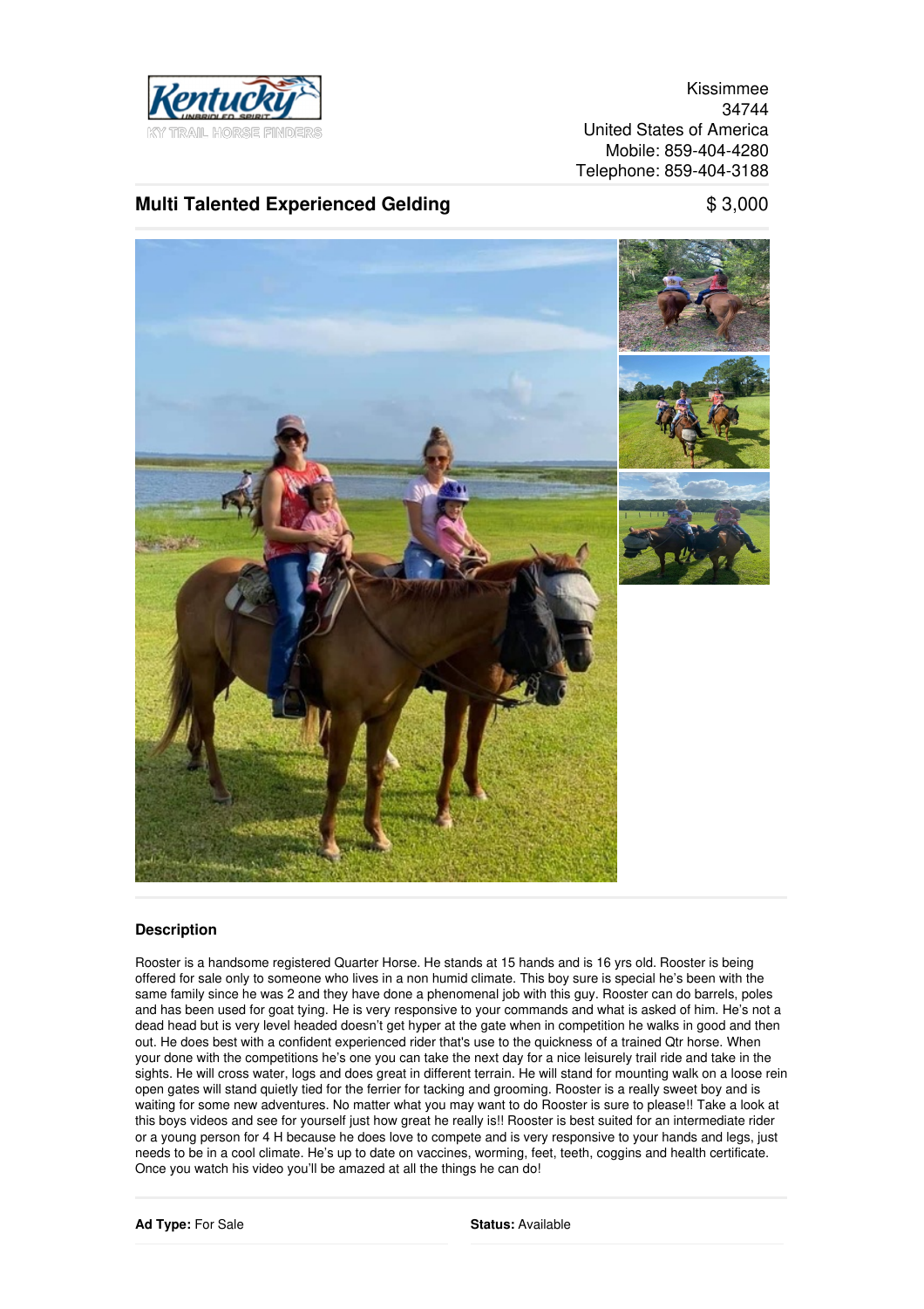Kentucky Unbridled Spirit
KY TRAIL HORSE FINDERS

Kissimmee
34744
United States of America
Mobile: 859-404-4280
Telephone: 859-404-3188

## Multi Talented Experienced Gelding

$ 3,000

### Description

Rooster is a handsome registered Quarter Horse. He stands at 15 hands and is 16 yrs old. Rooster is being offered for sale only to someone who lives in a non humid climate. This boy sure is special he's been with the same family since he was 2 and they have done a phenomenal job with this guy. Rooster can do barrels, poles and has been used for goat tying. He is very responsive to your commands and what is asked of him. He's not a dead head but is very level headed doesn't get hyper at the gate when in competition he walks in good and then out. He does best with a confident experienced rider that's use to the quickness of a trained Qtr horse. When your done with the competitions he's one you can take the next day for a nice leisurely trail ride and take in the sights. He will cross water, logs and does great in different terrain. He will stand for mounting walk on a loose rein open gates will stand quietly tied for the ferrier for tacking and grooming. Rooster is a really sweet boy and is waiting for some new adventures. No matter what you may want to do Rooster is sure to please!! Take a look at this boys videos and see for yourself just how great he really is!! Rooster is best suited for an intermediate rider or a young person for 4 H because he does love to compete and is very responsive to your hands and legs, just needs to be in a cool climate. He's up to date on vaccines, worming, feet, teeth, coggins and health certificate. Once you watch his video you'll be amazed at all the things he can do!

**Ad Type:** For Sale

**Status:** Available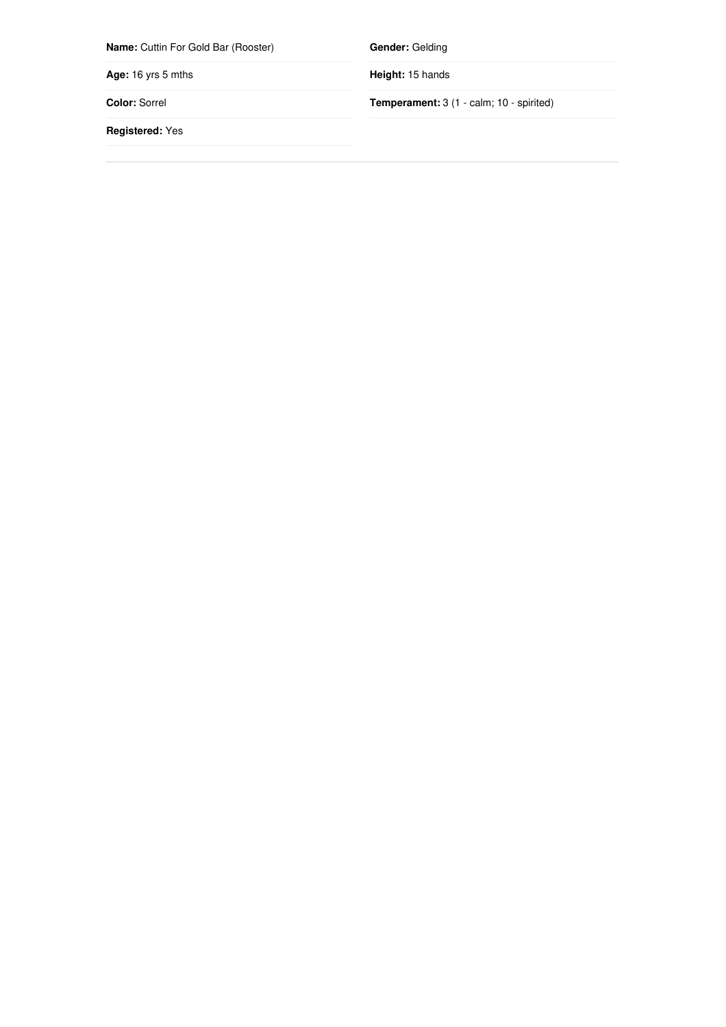**Name:** Cuttin For Gold Bar (Rooster)

**Gender:** Gelding

**Age:** 16 yrs 5 mths

**Height:** 15 hands

**Color:** Sorrel

**Temperament:** 3 (1 - calm; 10 - spirited)

**Registered:** Yes